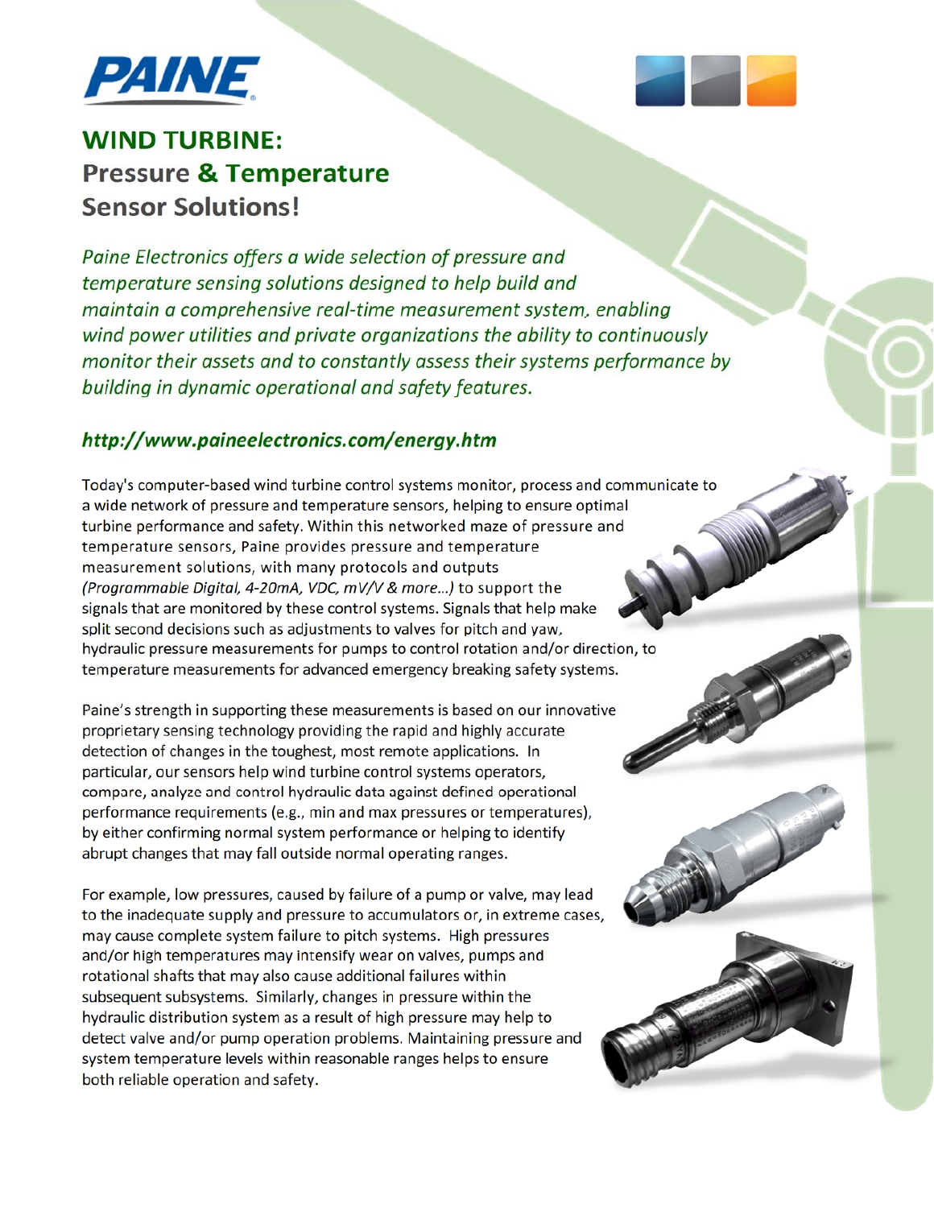# WIND TURBINE: Pressure & Temperature Sensor Solutions!

*Paine Electronics offers a wide selection of pressure and temperature sensing solutions designed to help build and maintain a comprehensive real-time measurement system, enabling wind power utilities and private organizations the ability to continuously monitor their assets and to constantly assess their systems performance by building in dynamic operational and safety features.*

***http://www.paineelectronics.com/energy.htm***

Today's computer-based wind turbine control systems monitor, process and communicate to a wide network of pressure and temperature sensors, helping to ensure optimal turbine performance and safety. Within this networked maze of pressure and temperature sensors, Paine provides pressure and temperature measurement solutions, with many protocols and outputs *(Programmable Digital, 4-20mA, VDC, mV/V & more…)* to support the signals that are monitored by these control systems. Signals that help make split second decisions such as adjustments to valves for pitch and yaw, hydraulic pressure measurements for pumps to control rotation and/or direction, to temperature measurements for advanced emergency breaking safety systems.

Paine's strength in supporting these measurements is based on our innovative proprietary sensing technology providing the rapid and highly accurate detection of changes in the toughest, most remote applications. In particular, our sensors help wind turbine control systems operators, compare, analyze and control hydraulic data against defined operational performance requirements (e.g., min and max pressures or temperatures), by either confirming normal system performance or helping to identify abrupt changes that may fall outside normal operating ranges.

For example, low pressures, caused by failure of a pump or valve, may lead to the inadequate supply and pressure to accumulators or, in extreme cases, may cause complete system failure to pitch systems. High pressures and/or high temperatures may intensify wear on valves, pumps and rotational shafts that may also cause additional failures within subsequent subsystems. Similarly, changes in pressure within the hydraulic distribution system as a result of high pressure may help to detect valve and/or pump operation problems. Maintaining pressure and system temperature levels within reasonable ranges helps to ensure both reliable operation and safety.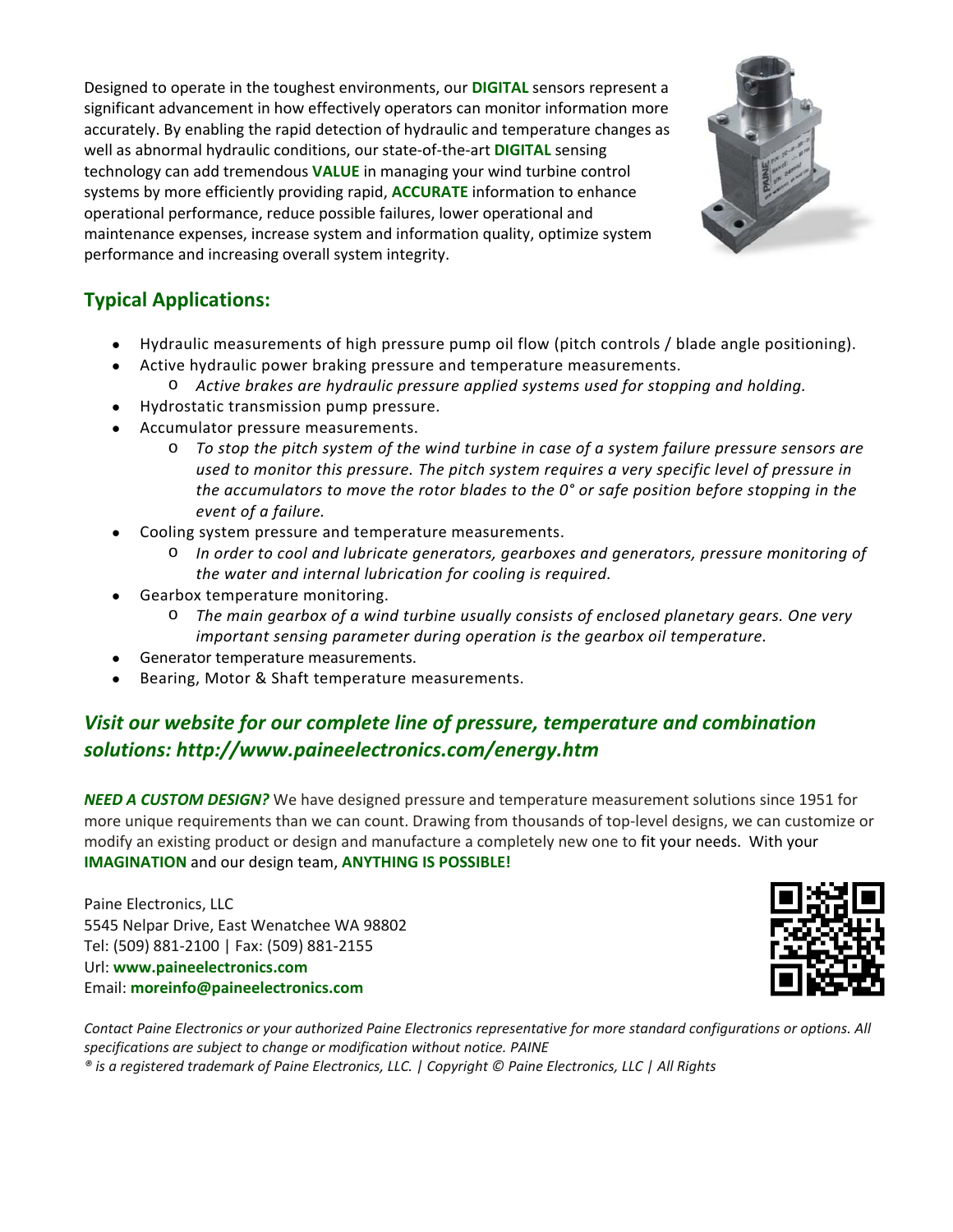Designed to operate in the toughest environments, our **DIGITAL** sensors represent a significant advancement in how effectively operators can monitor information more accurately. By enabling the rapid detection of hydraulic and temperature changes as well as abnormal hydraulic conditions, our state-of-the-art **DIGITAL** sensing technology can add tremendous **VALUE** in managing your wind turbine control systems by more efficiently providing rapid, **ACCURATE** information to enhance operational performance, reduce possible failures, lower operational and maintenance expenses, increase system and information quality, optimize system performance and increasing overall system integrity.

## Typical Applications:

- Hydraulic measurements of high pressure pump oil flow (pitch controls / blade angle positioning).
- Active hydraulic power braking pressure and temperature measurements.
  - *Active brakes are hydraulic pressure applied systems used for stopping and holding.*
- Hydrostatic transmission pump pressure.
- Accumulator pressure measurements.
  - *To stop the pitch system of the wind turbine in case of a system failure pressure sensors are used to monitor this pressure. The pitch system requires a very specific level of pressure in the accumulators to move the rotor blades to the 0° or safe position before stopping in the event of a failure.*
- Cooling system pressure and temperature measurements.
  - *In order to cool and lubricate generators, gearboxes and generators, pressure monitoring of the water and internal lubrication for cooling is required.*
- Gearbox temperature monitoring.
  - *The main gearbox of a wind turbine usually consists of enclosed planetary gears. One very important sensing parameter during operation is the gearbox oil temperature.*
- Generator temperature measurements.
- Bearing, Motor & Shaft temperature measurements.

### *Visit our website for our complete line of pressure, temperature and combination solutions: http://www.paineelectronics.com/energy.htm*

***NEED A CUSTOM DESIGN?*** We have designed pressure and temperature measurement solutions since 1951 for more unique requirements than we can count. Drawing from thousands of top-level designs, we can customize or modify an existing product or design and manufacture a completely new one to fit your needs. With your **IMAGINATION** and our design team, **ANYTHING IS POSSIBLE!**

Paine Electronics, LLC
5545 Nelpar Drive, East Wenatchee WA 98802
Tel: (509) 881-2100 | Fax: (509) 881-2155
Url: **www.paineelectronics.com**
Email: **moreinfo@paineelectronics.com**

*Contact Paine Electronics or your authorized Paine Electronics representative for more standard configurations or options. All specifications are subject to change or modification without notice. PAINE ® is a registered trademark of Paine Electronics, LLC. | Copyright © Paine Electronics, LLC | All Rights*